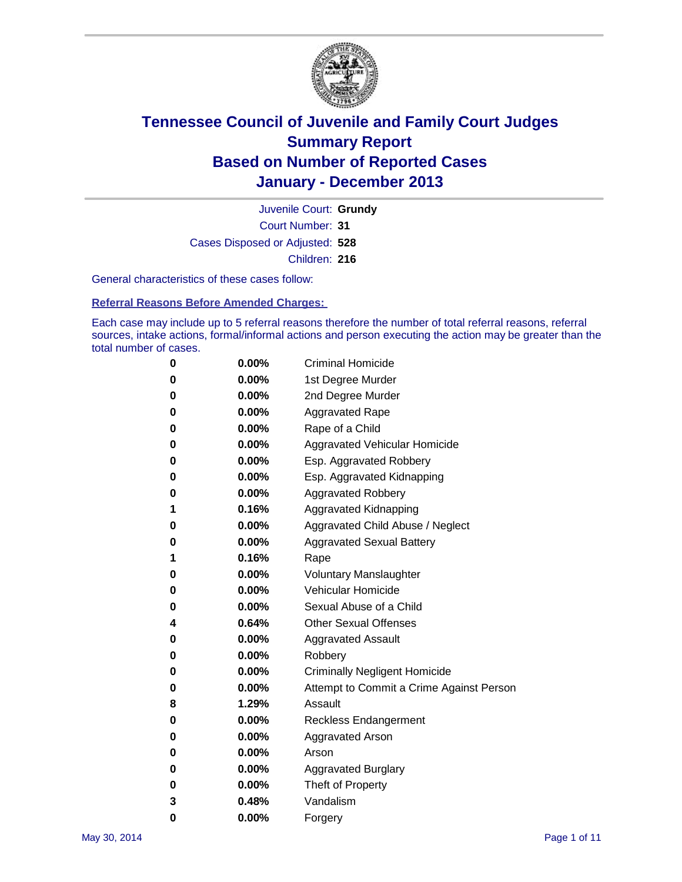# Tennessee Council of Juvenile and Family Court Judges
## Summary Report
## Based on Number of Reported Cases
## January - December 2013

Juvenile Court: **Grundy**

Court Number: **31**

Cases Disposed or Adjusted: **528**

Children: **216**

General characteristics of these cases follow:

### Referral Reasons Before Amended Charges:

Each case may include up to 5 referral reasons therefore the number of total referral reasons, referral sources, intake actions, formal/informal actions and person executing the action may be greater than the total number of cases.

| | | |
|---|---|---|
| 0 | 0.00% | Criminal Homicide |
| 0 | 0.00% | 1st Degree Murder |
| 0 | 0.00% | 2nd Degree Murder |
| 0 | 0.00% | Aggravated Rape |
| 0 | 0.00% | Rape of a Child |
| 0 | 0.00% | Aggravated Vehicular Homicide |
| 0 | 0.00% | Esp. Aggravated Robbery |
| 0 | 0.00% | Esp. Aggravated Kidnapping |
| 0 | 0.00% | Aggravated Robbery |
| 1 | 0.16% | Aggravated Kidnapping |
| 0 | 0.00% | Aggravated Child Abuse / Neglect |
| 0 | 0.00% | Aggravated Sexual Battery |
| 1 | 0.16% | Rape |
| 0 | 0.00% | Voluntary Manslaughter |
| 0 | 0.00% | Vehicular Homicide |
| 0 | 0.00% | Sexual Abuse of a Child |
| 4 | 0.64% | Other Sexual Offenses |
| 0 | 0.00% | Aggravated Assault |
| 0 | 0.00% | Robbery |
| 0 | 0.00% | Criminally Negligent Homicide |
| 0 | 0.00% | Attempt to Commit a Crime Against Person |
| 8 | 1.29% | Assault |
| 0 | 0.00% | Reckless Endangerment |
| 0 | 0.00% | Aggravated Arson |
| 0 | 0.00% | Arson |
| 0 | 0.00% | Aggravated Burglary |
| 0 | 0.00% | Theft of Property |
| 3 | 0.48% | Vandalism |
| 0 | 0.00% | Forgery |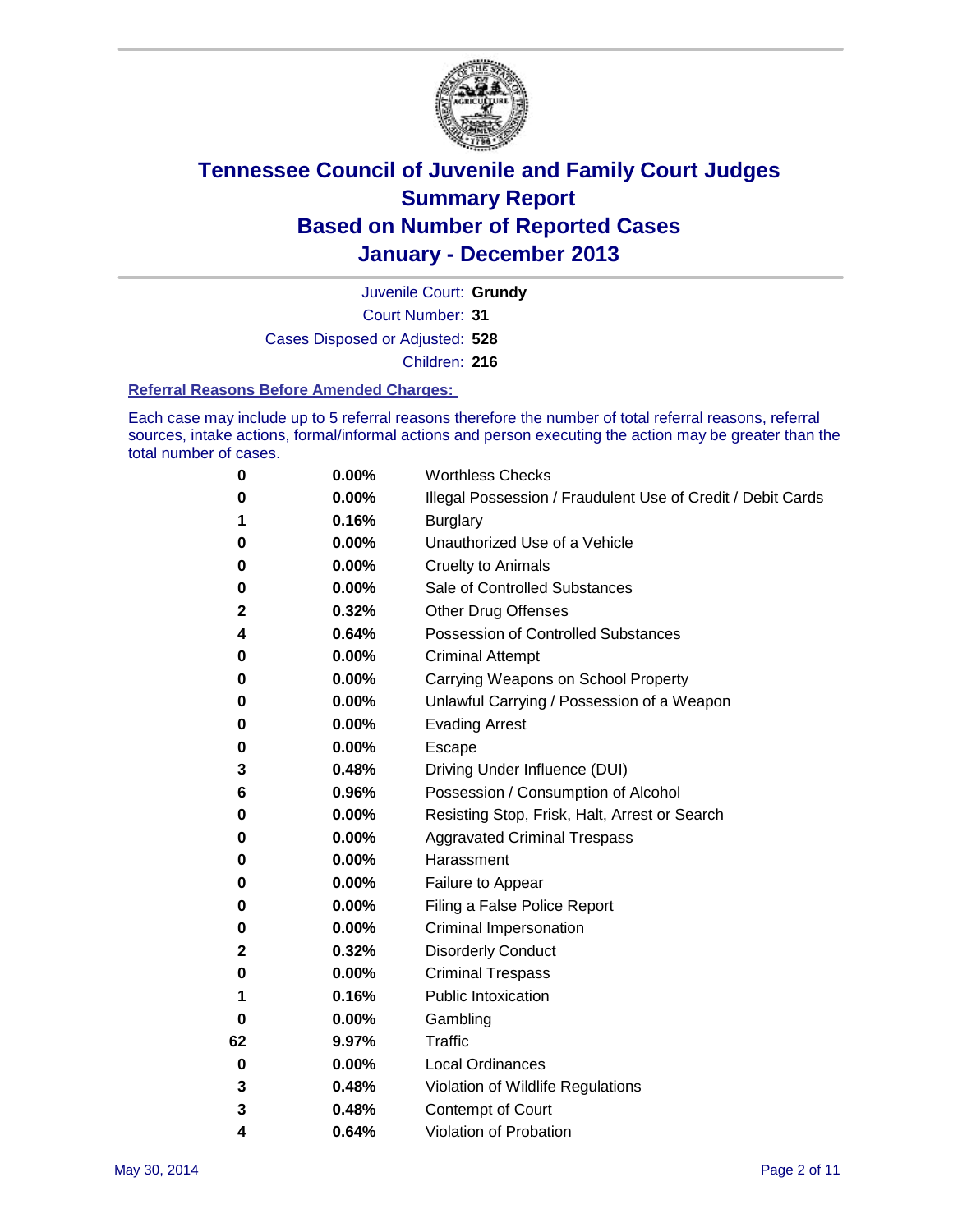# Tennessee Council of Juvenile and Family Court Judges
## Summary Report
## Based on Number of Reported Cases
## January - December 2013

Juvenile Court: **Grundy**
Court Number: **31**
Cases Disposed or Adjusted: **528**
Children: **216**

### Referral Reasons Before Amended Charges:

Each case may include up to 5 referral reasons therefore the number of total referral reasons, referral sources, intake actions, formal/informal actions and person executing the action may be greater than the total number of cases.

| Count | Percent | Referral Reason |
|---|---|---|
| 0 | 0.00% | Worthless Checks |
| 0 | 0.00% | Illegal Possession / Fraudulent Use of Credit / Debit Cards |
| 1 | 0.16% | Burglary |
| 0 | 0.00% | Unauthorized Use of a Vehicle |
| 0 | 0.00% | Cruelty to Animals |
| 0 | 0.00% | Sale of Controlled Substances |
| 2 | 0.32% | Other Drug Offenses |
| 4 | 0.64% | Possession of Controlled Substances |
| 0 | 0.00% | Criminal Attempt |
| 0 | 0.00% | Carrying Weapons on School Property |
| 0 | 0.00% | Unlawful Carrying / Possession of a Weapon |
| 0 | 0.00% | Evading Arrest |
| 0 | 0.00% | Escape |
| 3 | 0.48% | Driving Under Influence (DUI) |
| 6 | 0.96% | Possession / Consumption of Alcohol |
| 0 | 0.00% | Resisting Stop, Frisk, Halt, Arrest or Search |
| 0 | 0.00% | Aggravated Criminal Trespass |
| 0 | 0.00% | Harassment |
| 0 | 0.00% | Failure to Appear |
| 0 | 0.00% | Filing a False Police Report |
| 0 | 0.00% | Criminal Impersonation |
| 2 | 0.32% | Disorderly Conduct |
| 0 | 0.00% | Criminal Trespass |
| 1 | 0.16% | Public Intoxication |
| 0 | 0.00% | Gambling |
| 62 | 9.97% | Traffic |
| 0 | 0.00% | Local Ordinances |
| 3 | 0.48% | Violation of Wildlife Regulations |
| 3 | 0.48% | Contempt of Court |
| 4 | 0.64% | Violation of Probation |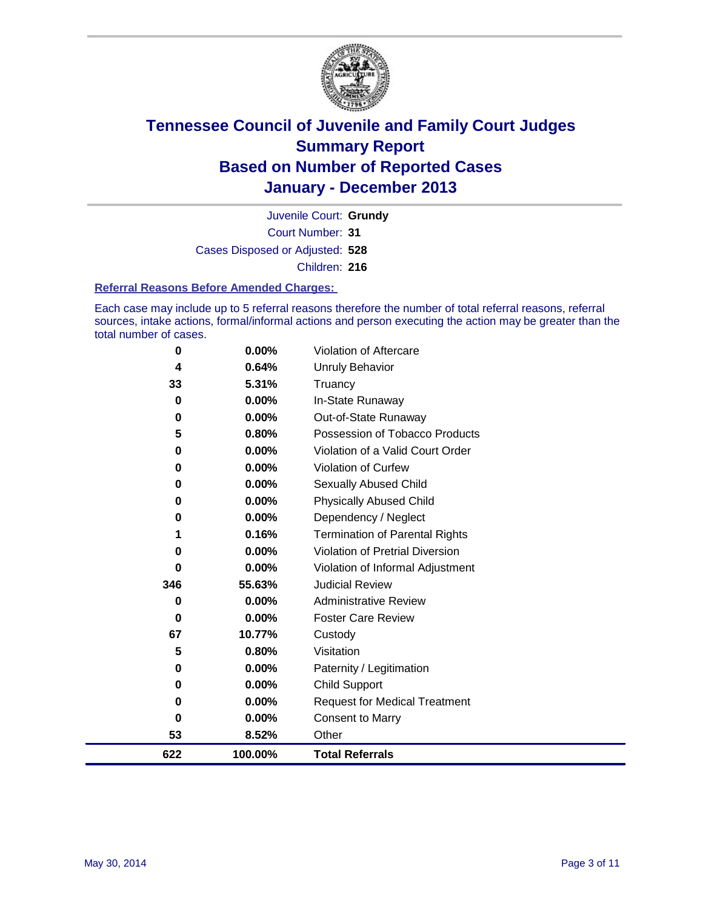# Tennessee Council of Juvenile and Family Court Judges
## Summary Report
## Based on Number of Reported Cases
## January - December 2013

Juvenile Court: **Grundy**
Court Number: **31**
Cases Disposed or Adjusted: **528**
Children: **216**

### Referral Reasons Before Amended Charges:

Each case may include up to 5 referral reasons therefore the number of total referral reasons, referral sources, intake actions, formal/informal actions and person executing the action may be greater than the total number of cases.

| | | |
|---|---|---|
| 0 | 0.00% | Violation of Aftercare |
| 4 | 0.64% | Unruly Behavior |
| 33 | 5.31% | Truancy |
| 0 | 0.00% | In-State Runaway |
| 0 | 0.00% | Out-of-State Runaway |
| 5 | 0.80% | Possession of Tobacco Products |
| 0 | 0.00% | Violation of a Valid Court Order |
| 0 | 0.00% | Violation of Curfew |
| 0 | 0.00% | Sexually Abused Child |
| 0 | 0.00% | Physically Abused Child |
| 0 | 0.00% | Dependency / Neglect |
| 1 | 0.16% | Termination of Parental Rights |
| 0 | 0.00% | Violation of Pretrial Diversion |
| 0 | 0.00% | Violation of Informal Adjustment |
| 346 | 55.63% | Judicial Review |
| 0 | 0.00% | Administrative Review |
| 0 | 0.00% | Foster Care Review |
| 67 | 10.77% | Custody |
| 5 | 0.80% | Visitation |
| 0 | 0.00% | Paternity / Legitimation |
| 0 | 0.00% | Child Support |
| 0 | 0.00% | Request for Medical Treatment |
| 0 | 0.00% | Consent to Marry |
| 53 | 8.52% | Other |
| **622** | **100.00%** | **Total Referrals** |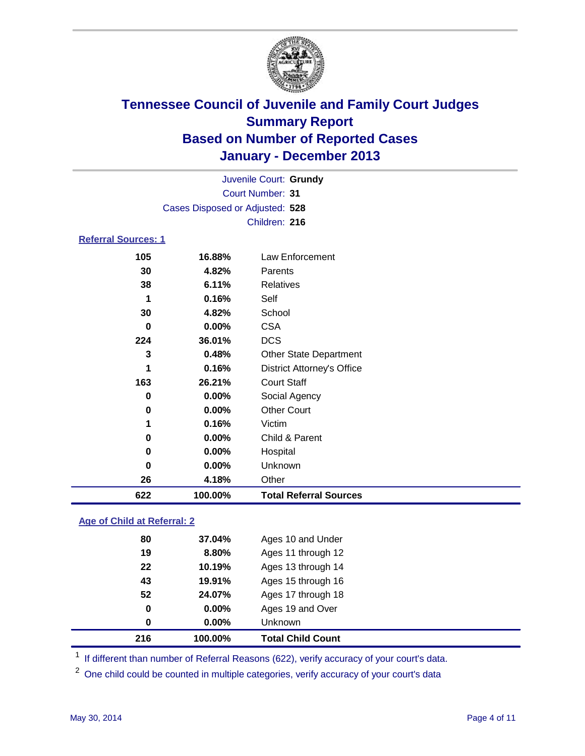# Tennessee Council of Juvenile and Family Court Judges
## Summary Report
## Based on Number of Reported Cases
## January - December 2013

Juvenile Court: **Grundy**
Court Number: **31**
Cases Disposed or Adjusted: **528**
Children: **216**

### Referral Sources: 1

| | | |
|---|---|---|
| 105 | 16.88% | Law Enforcement |
| 30 | 4.82% | Parents |
| 38 | 6.11% | Relatives |
| 1 | 0.16% | Self |
| 30 | 4.82% | School |
| 0 | 0.00% | CSA |
| 224 | 36.01% | DCS |
| 3 | 0.48% | Other State Department |
| 1 | 0.16% | District Attorney's Office |
| 163 | 26.21% | Court Staff |
| 0 | 0.00% | Social Agency |
| 0 | 0.00% | Other Court |
| 1 | 0.16% | Victim |
| 0 | 0.00% | Child & Parent |
| 0 | 0.00% | Hospital |
| 0 | 0.00% | Unknown |
| 26 | 4.18% | Other |
| **622** | **100.00%** | **Total Referral Sources** |

### Age of Child at Referral: 2

| | | |
|---|---|---|
| 80 | 37.04% | Ages 10 and Under |
| 19 | 8.80% | Ages 11 through 12 |
| 22 | 10.19% | Ages 13 through 14 |
| 43 | 19.91% | Ages 15 through 16 |
| 52 | 24.07% | Ages 17 through 18 |
| 0 | 0.00% | Ages 19 and Over |
| 0 | 0.00% | Unknown |
| **216** | **100.00%** | **Total Child Count** |

[1] If different than number of Referral Reasons (622), verify accuracy of your court's data.

[2] One child could be counted in multiple categories, verify accuracy of your court's data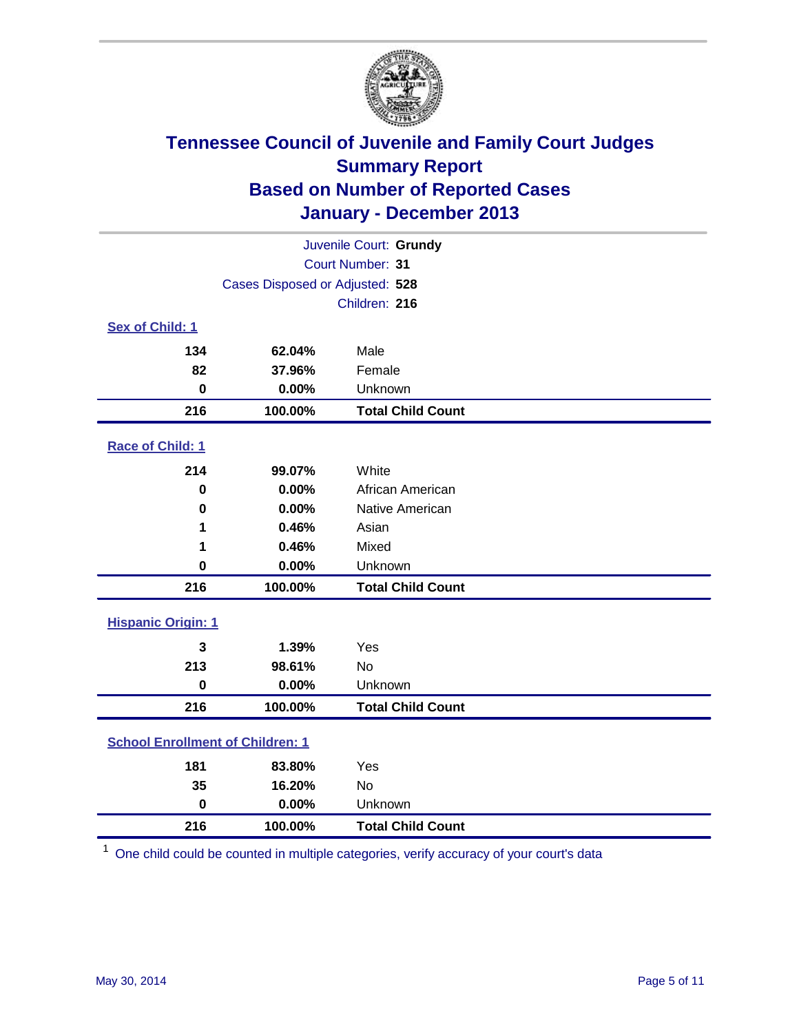# Tennessee Council of Juvenile and Family Court Judges
## Summary Report
## Based on Number of Reported Cases
## January - December 2013

Juvenile Court: **Grundy**
Court Number: **31**
Cases Disposed or Adjusted: **528**
Children: **216**

### Sex of Child: 1

| | | |
|---|---|---|
| 134 | 62.04% | Male |
| 82 | 37.96% | Female |
| 0 | 0.00% | Unknown |
| **216** | **100.00%** | **Total Child Count** |

### Race of Child: 1

| | | |
|---|---|---|
| 214 | 99.07% | White |
| 0 | 0.00% | African American |
| 0 | 0.00% | Native American |
| 1 | 0.46% | Asian |
| 1 | 0.46% | Mixed |
| 0 | 0.00% | Unknown |
| **216** | **100.00%** | **Total Child Count** |

### Hispanic Origin: 1

| | | |
|---|---|---|
| 3 | 1.39% | Yes |
| 213 | 98.61% | No |
| 0 | 0.00% | Unknown |
| **216** | **100.00%** | **Total Child Count** |

### School Enrollment of Children: 1

| | | |
|---|---|---|
| 181 | 83.80% | Yes |
| 35 | 16.20% | No |
| 0 | 0.00% | Unknown |
| **216** | **100.00%** | **Total Child Count** |

[1] One child could be counted in multiple categories, verify accuracy of your court's data

May 30, 2014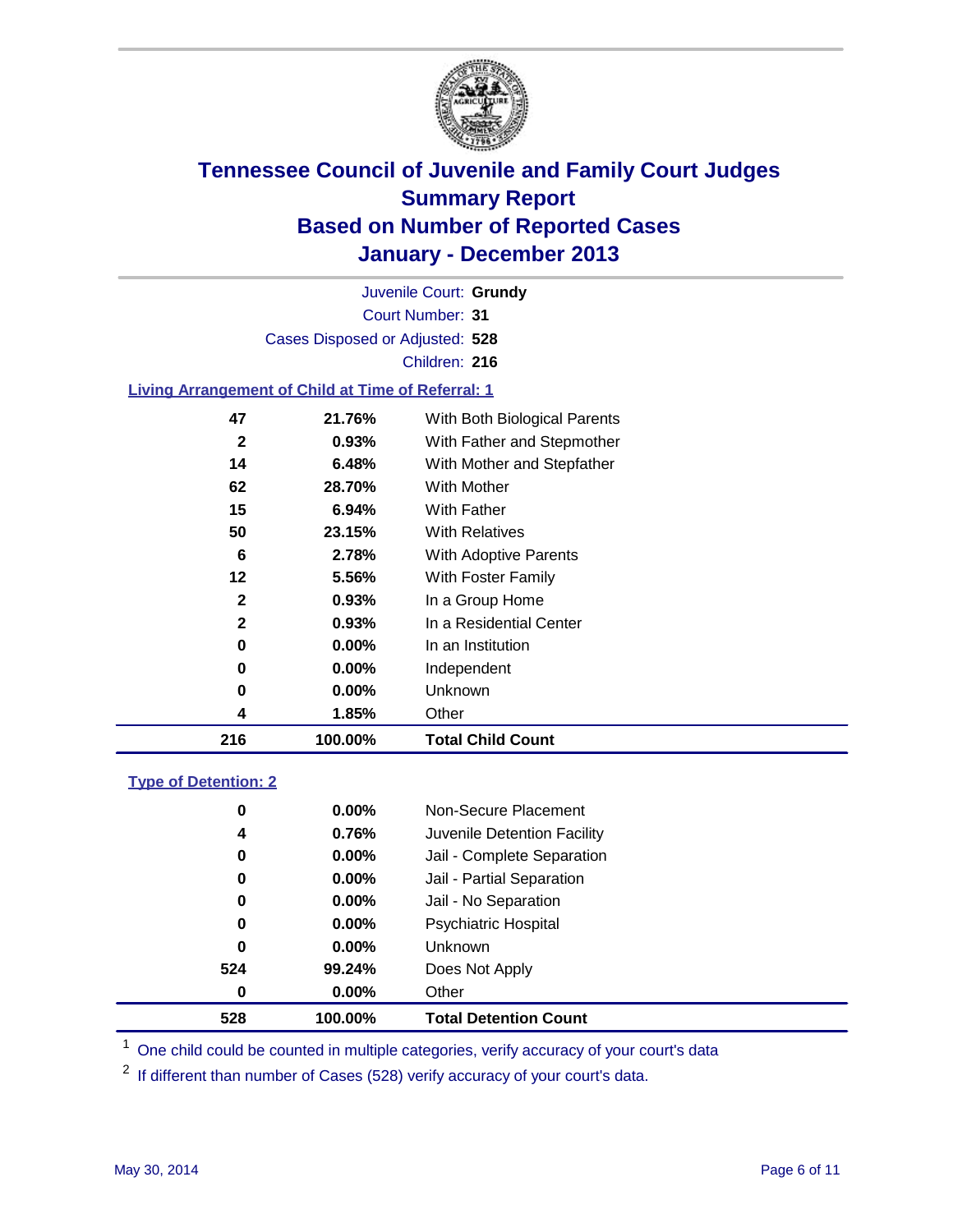# Tennessee Council of Juvenile and Family Court Judges
## Summary Report
## Based on Number of Reported Cases
## January - December 2013

Juvenile Court: **Grundy**
Court Number: **31**
Cases Disposed or Adjusted: **528**
Children: **216**

### Living Arrangement of Child at Time of Referral: 1

| Count | Percent | Category |
|---|---|---|
| 47 | 21.76% | With Both Biological Parents |
| 2 | 0.93% | With Father and Stepmother |
| 14 | 6.48% | With Mother and Stepfather |
| 62 | 28.70% | With Mother |
| 15 | 6.94% | With Father |
| 50 | 23.15% | With Relatives |
| 6 | 2.78% | With Adoptive Parents |
| 12 | 5.56% | With Foster Family |
| 2 | 0.93% | In a Group Home |
| 2 | 0.93% | In a Residential Center |
| 0 | 0.00% | In an Institution |
| 0 | 0.00% | Independent |
| 0 | 0.00% | Unknown |
| 4 | 1.85% | Other |
| **216** | **100.00%** | **Total Child Count** |

### Type of Detention: 2

| Count | Percent | Category |
|---|---|---|
| 0 | 0.00% | Non-Secure Placement |
| 4 | 0.76% | Juvenile Detention Facility |
| 0 | 0.00% | Jail - Complete Separation |
| 0 | 0.00% | Jail - Partial Separation |
| 0 | 0.00% | Jail - No Separation |
| 0 | 0.00% | Psychiatric Hospital |
| 0 | 0.00% | Unknown |
| 524 | 99.24% | Does Not Apply |
| 0 | 0.00% | Other |
| **528** | **100.00%** | **Total Detention Count** |

[1] One child could be counted in multiple categories, verify accuracy of your court's data

[2] If different than number of Cases (528) verify accuracy of your court's data.

May 30, 2014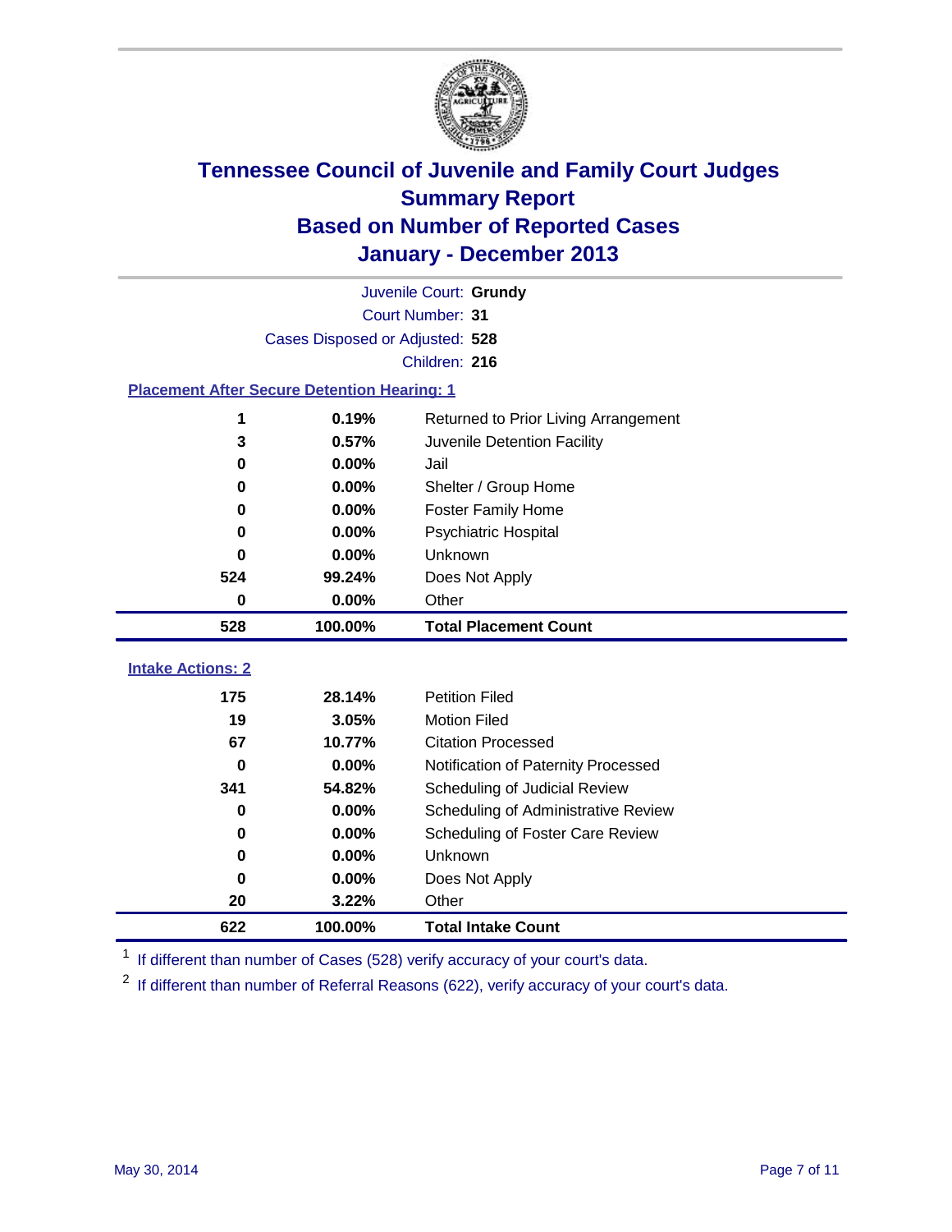# Tennessee Council of Juvenile and Family Court Judges
## Summary Report
## Based on Number of Reported Cases
## January - December 2013

Juvenile Court: **Grundy**
Court Number: **31**
Cases Disposed or Adjusted: **528**
Children: **216**

### Placement After Secure Detention Hearing: 1

| | | |
|---|---|---|
| 1 | 0.19% | Returned to Prior Living Arrangement |
| 3 | 0.57% | Juvenile Detention Facility |
| 0 | 0.00% | Jail |
| 0 | 0.00% | Shelter / Group Home |
| 0 | 0.00% | Foster Family Home |
| 0 | 0.00% | Psychiatric Hospital |
| 0 | 0.00% | Unknown |
| 524 | 99.24% | Does Not Apply |
| 0 | 0.00% | Other |
| **528** | **100.00%** | **Total Placement Count** |

### Intake Actions: 2

| | | |
|---|---|---|
| 175 | 28.14% | Petition Filed |
| 19 | 3.05% | Motion Filed |
| 67 | 10.77% | Citation Processed |
| 0 | 0.00% | Notification of Paternity Processed |
| 341 | 54.82% | Scheduling of Judicial Review |
| 0 | 0.00% | Scheduling of Administrative Review |
| 0 | 0.00% | Scheduling of Foster Care Review |
| 0 | 0.00% | Unknown |
| 0 | 0.00% | Does Not Apply |
| 20 | 3.22% | Other |
| **622** | **100.00%** | **Total Intake Count** |

[1] If different than number of Cases (528) verify accuracy of your court's data.

[2] If different than number of Referral Reasons (622), verify accuracy of your court's data.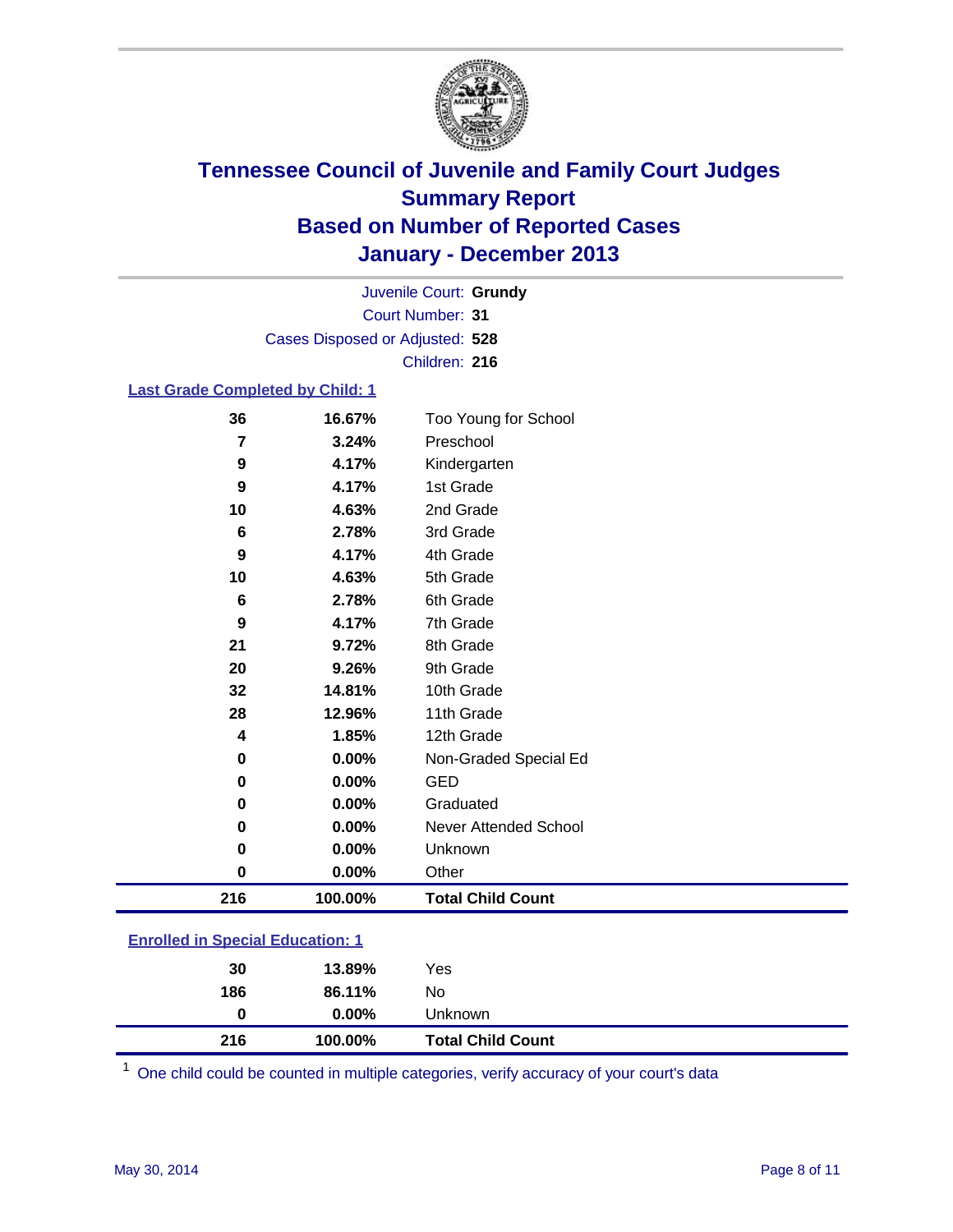# Tennessee Council of Juvenile and Family Court Judges
## Summary Report
## Based on Number of Reported Cases
## January - December 2013

Juvenile Court: **Grundy**
Court Number: **31**
Cases Disposed or Adjusted: **528**
Children: **216**

### Last Grade Completed by Child: 1

| Count | Percent | Category |
|---|---|---|
| 36 | 16.67% | Too Young for School |
| 7 | 3.24% | Preschool |
| 9 | 4.17% | Kindergarten |
| 9 | 4.17% | 1st Grade |
| 10 | 4.63% | 2nd Grade |
| 6 | 2.78% | 3rd Grade |
| 9 | 4.17% | 4th Grade |
| 10 | 4.63% | 5th Grade |
| 6 | 2.78% | 6th Grade |
| 9 | 4.17% | 7th Grade |
| 21 | 9.72% | 8th Grade |
| 20 | 9.26% | 9th Grade |
| 32 | 14.81% | 10th Grade |
| 28 | 12.96% | 11th Grade |
| 4 | 1.85% | 12th Grade |
| 0 | 0.00% | Non-Graded Special Ed |
| 0 | 0.00% | GED |
| 0 | 0.00% | Graduated |
| 0 | 0.00% | Never Attended School |
| 0 | 0.00% | Unknown |
| 0 | 0.00% | Other |
| **216** | **100.00%** | **Total Child Count** |

### Enrolled in Special Education: 1

| Count | Percent | Category |
|---|---|---|
| 30 | 13.89% | Yes |
| 186 | 86.11% | No |
| 0 | 0.00% | Unknown |
| **216** | **100.00%** | **Total Child Count** |

[1] One child could be counted in multiple categories, verify accuracy of your court's data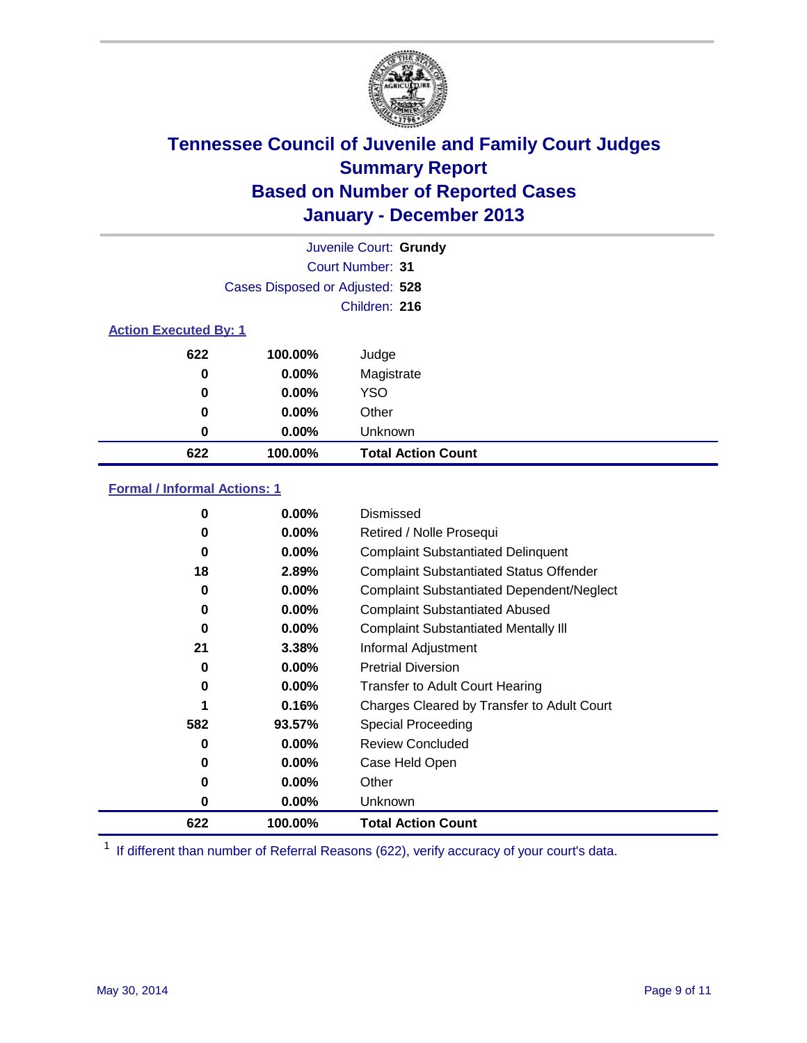# Tennessee Council of Juvenile and Family Court Judges
## Summary Report
## Based on Number of Reported Cases
## January - December 2013

Juvenile Court: **Grundy**
Court Number: **31**
Cases Disposed or Adjusted: **528**
Children: **216**

### Action Executed By: 1

| Count | Percent | Category |
|---|---|---|
| 622 | 100.00% | Judge |
| 0 | 0.00% | Magistrate |
| 0 | 0.00% | YSO |
| 0 | 0.00% | Other |
| 0 | 0.00% | Unknown |
| **622** | **100.00%** | **Total Action Count** |

### Formal / Informal Actions: 1

| Count | Percent | Category |
|---|---|---|
| 0 | 0.00% | Dismissed |
| 0 | 0.00% | Retired / Nolle Prosequi |
| 0 | 0.00% | Complaint Substantiated Delinquent |
| 18 | 2.89% | Complaint Substantiated Status Offender |
| 0 | 0.00% | Complaint Substantiated Dependent/Neglect |
| 0 | 0.00% | Complaint Substantiated Abused |
| 0 | 0.00% | Complaint Substantiated Mentally Ill |
| 21 | 3.38% | Informal Adjustment |
| 0 | 0.00% | Pretrial Diversion |
| 0 | 0.00% | Transfer to Adult Court Hearing |
| 1 | 0.16% | Charges Cleared by Transfer to Adult Court |
| 582 | 93.57% | Special Proceeding |
| 0 | 0.00% | Review Concluded |
| 0 | 0.00% | Case Held Open |
| 0 | 0.00% | Other |
| 0 | 0.00% | Unknown |
| **622** | **100.00%** | **Total Action Count** |

[1] If different than number of Referral Reasons (622), verify accuracy of your court's data.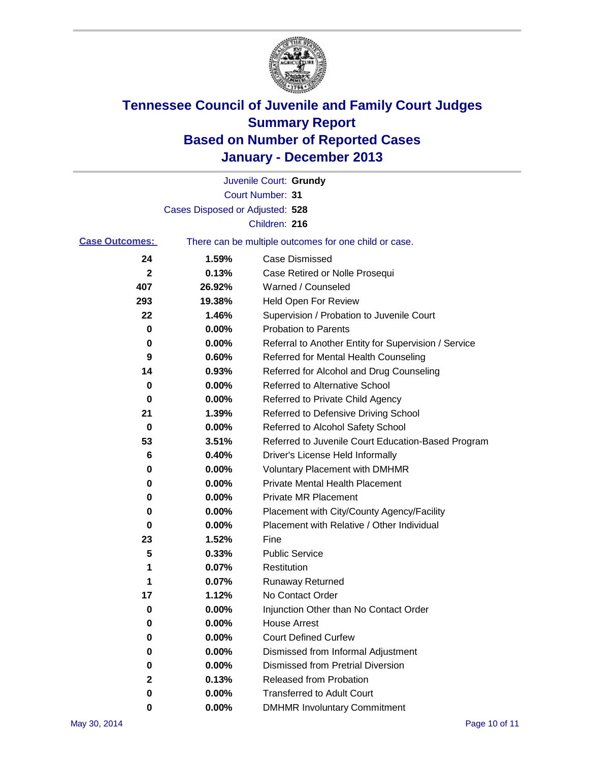# Tennessee Council of Juvenile and Family Court Judges
# Summary Report
# Based on Number of Reported Cases
# January - December 2013

Juvenile Court: **Grundy**
Court Number: **31**
Cases Disposed or Adjusted: **528**
Children: **216**

**Case Outcomes:** There can be multiple outcomes for one child or case.

| Count | Percent | Outcome |
|---|---|---|
| 24 | 1.59% | Case Dismissed |
| 2 | 0.13% | Case Retired or Nolle Prosequi |
| 407 | 26.92% | Warned / Counseled |
| 293 | 19.38% | Held Open For Review |
| 22 | 1.46% | Supervision / Probation to Juvenile Court |
| 0 | 0.00% | Probation to Parents |
| 0 | 0.00% | Referral to Another Entity for Supervision / Service |
| 9 | 0.60% | Referred for Mental Health Counseling |
| 14 | 0.93% | Referred for Alcohol and Drug Counseling |
| 0 | 0.00% | Referred to Alternative School |
| 0 | 0.00% | Referred to Private Child Agency |
| 21 | 1.39% | Referred to Defensive Driving School |
| 0 | 0.00% | Referred to Alcohol Safety School |
| 53 | 3.51% | Referred to Juvenile Court Education-Based Program |
| 6 | 0.40% | Driver's License Held Informally |
| 0 | 0.00% | Voluntary Placement with DMHMR |
| 0 | 0.00% | Private Mental Health Placement |
| 0 | 0.00% | Private MR Placement |
| 0 | 0.00% | Placement with City/County Agency/Facility |
| 0 | 0.00% | Placement with Relative / Other Individual |
| 23 | 1.52% | Fine |
| 5 | 0.33% | Public Service |
| 1 | 0.07% | Restitution |
| 1 | 0.07% | Runaway Returned |
| 17 | 1.12% | No Contact Order |
| 0 | 0.00% | Injunction Other than No Contact Order |
| 0 | 0.00% | House Arrest |
| 0 | 0.00% | Court Defined Curfew |
| 0 | 0.00% | Dismissed from Informal Adjustment |
| 0 | 0.00% | Dismissed from Pretrial Diversion |
| 2 | 0.13% | Released from Probation |
| 0 | 0.00% | Transferred to Adult Court |
| 0 | 0.00% | DMHMR Involuntary Commitment |

May 30, 2014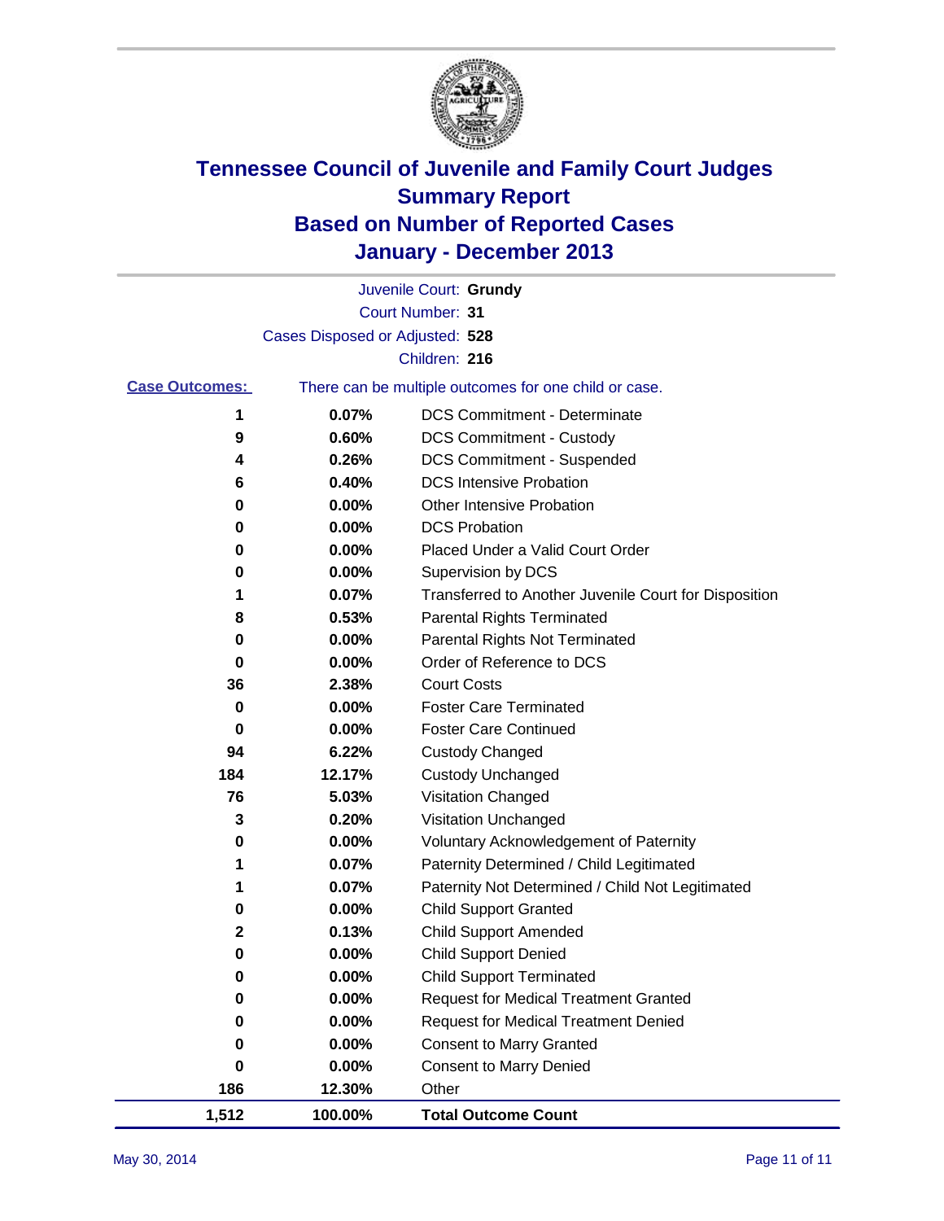# Tennessee Council of Juvenile and Family Court Judges
# Summary Report
# Based on Number of Reported Cases
# January - December 2013

Juvenile Court: **Grundy**

Court Number: **31**

Cases Disposed or Adjusted: **528**

Children: **216**

**Case Outcomes:** There can be multiple outcomes for one child or case.

| | | |
|---|---|---|
| 1 | 0.07% | DCS Commitment - Determinate |
| 9 | 0.60% | DCS Commitment - Custody |
| 4 | 0.26% | DCS Commitment - Suspended |
| 6 | 0.40% | DCS Intensive Probation |
| 0 | 0.00% | Other Intensive Probation |
| 0 | 0.00% | DCS Probation |
| 0 | 0.00% | Placed Under a Valid Court Order |
| 0 | 0.00% | Supervision by DCS |
| 1 | 0.07% | Transferred to Another Juvenile Court for Disposition |
| 8 | 0.53% | Parental Rights Terminated |
| 0 | 0.00% | Parental Rights Not Terminated |
| 0 | 0.00% | Order of Reference to DCS |
| 36 | 2.38% | Court Costs |
| 0 | 0.00% | Foster Care Terminated |
| 0 | 0.00% | Foster Care Continued |
| 94 | 6.22% | Custody Changed |
| 184 | 12.17% | Custody Unchanged |
| 76 | 5.03% | Visitation Changed |
| 3 | 0.20% | Visitation Unchanged |
| 0 | 0.00% | Voluntary Acknowledgement of Paternity |
| 1 | 0.07% | Paternity Determined / Child Legitimated |
| 1 | 0.07% | Paternity Not Determined / Child Not Legitimated |
| 0 | 0.00% | Child Support Granted |
| 2 | 0.13% | Child Support Amended |
| 0 | 0.00% | Child Support Denied |
| 0 | 0.00% | Child Support Terminated |
| 0 | 0.00% | Request for Medical Treatment Granted |
| 0 | 0.00% | Request for Medical Treatment Denied |
| 0 | 0.00% | Consent to Marry Granted |
| 0 | 0.00% | Consent to Marry Denied |
| 186 | 12.30% | Other |
| **1,512** | **100.00%** | **Total Outcome Count** |

May 30, 2014